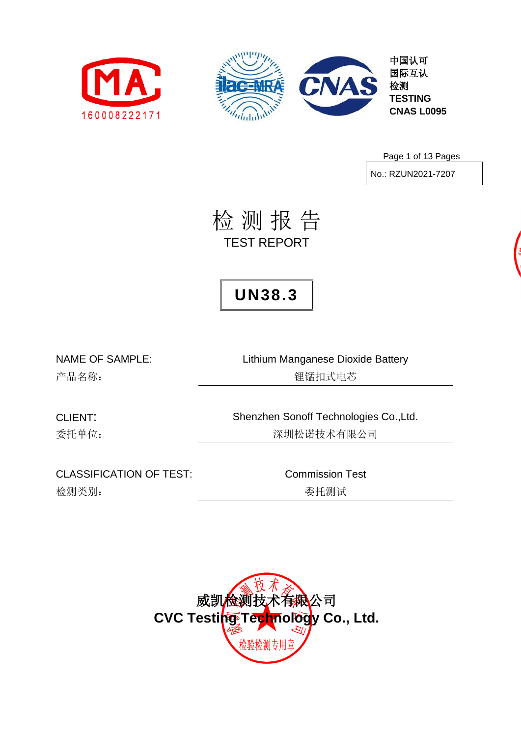CMA 160008222171

中国认可
国际互认
检测
TESTING
CNAS L0095

No.: RZUN2021-7207

# 检 测 报 告

# TEST REPORT

## UN38.3

| NAME OF SAMPLE: 产品名称： | Lithium Manganese Dioxide Battery 锂锰扣式电芯 |
|---|---|
| CLIENT: 委托单位： | Shenzhen Sonoff Technologies Co.,Ltd. 深圳松诺技术有限公司 |
| CLASSIFICATION OF TEST: 检测类别： | Commission Test 委托测试 |

**威凯检测技术有限公司**
**CVC Testing Technology Co., Ltd.**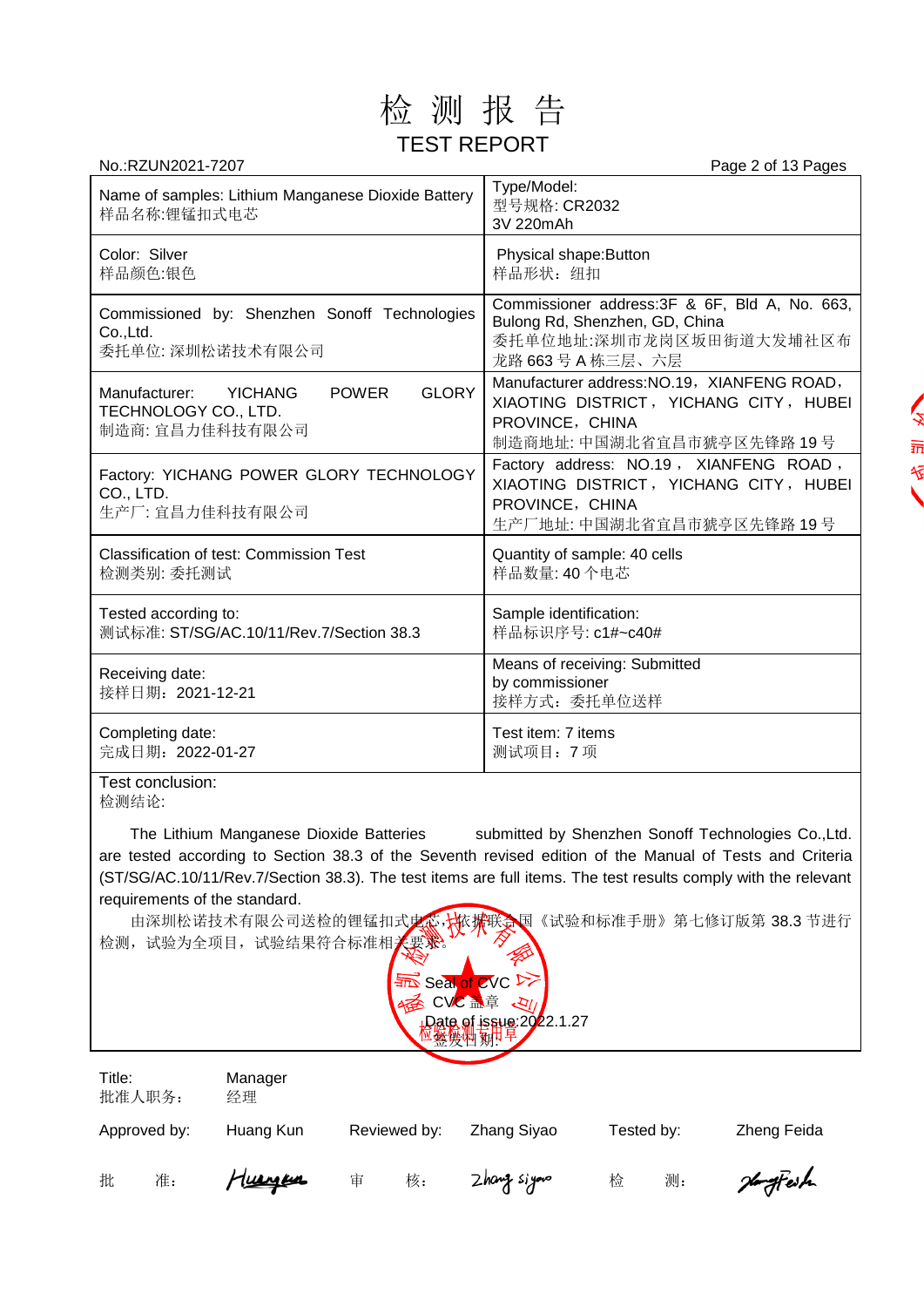# 检 测 报 告

## TEST REPORT

No.:RZUN2021-7207

| | |
|---|---|
| Name of samples: Lithium Manganese Dioxide Battery<br>样品名称:锂锰扣式电芯 | Type/Model:<br>型号规格: CR2032<br>3V 220mAh |
| Color: Silver<br>样品颜色:银色 | Physical shape:Button<br>样品形状：纽扣 |
| Commissioned by: Shenzhen Sonoff Technologies Co.,Ltd.<br>委托单位: 深圳松诺技术有限公司 | Commissioner address:3F & 6F, Bld A, No. 663, Bulong Rd, Shenzhen, GD, China<br>委托单位地址:深圳市龙岗区坂田街道大发埔社区布龙路 663 号 A 栋三层、六层 |
| Manufacturer: YICHANG POWER GLORY TECHNOLOGY CO., LTD.<br>制造商: 宜昌力佳科技有限公司 | Manufacturer address:NO.19，XIANFENG ROAD，XIAOTING DISTRICT，YICHANG CITY，HUBEI PROVINCE，CHINA<br>制造商地址: 中国湖北省宜昌市猇亭区先锋路 19 号 |
| Factory: YICHANG POWER GLORY TECHNOLOGY CO., LTD.<br>生产厂: 宜昌力佳科技有限公司 | Factory address: NO.19，XIANFENG ROAD，XIAOTING DISTRICT，YICHANG CITY，HUBEI PROVINCE，CHINA<br>生产厂地址: 中国湖北省宜昌市猇亭区先锋路 19 号 |
| Classification of test: Commission Test<br>检测类别: 委托测试 | Quantity of sample: 40 cells<br>样品数量: 40 个电芯 |
| Tested according to:<br>测试标准: ST/SG/AC.10/11/Rev.7/Section 38.3 | Sample identification:<br>样品标识序号: c1#~c40# |
| Receiving date:<br>接样日期：2021-12-21 | Means of receiving: Submitted by commissioner<br>接样方式：委托单位送样 |
| Completing date:<br>完成日期：2022-01-27 | Test item: 7 items<br>测试项目：7 项 |

Test conclusion:
检测结论:

The Lithium Manganese Dioxide Batteries submitted by Shenzhen Sonoff Technologies Co.,Ltd. are tested according to Section 38.3 of the Seventh revised edition of the Manual of Tests and Criteria (ST/SG/AC.10/11/Rev.7/Section 38.3). The test items are full items. The test results comply with the relevant requirements of the standard.

由深圳松诺技术有限公司送检的锂锰扣式电芯，依据联合国《试验和标准手册》第七修订版第 38.3 节进行检测，试验为全项目，试验结果符合标准相关要求。

Seal of CVC
CVC 盖章
Date of issue:2022.1.27
签发日期:

| | | | | | |
|---|---|---|---|---|---|
| Title:<br>批准人职务： | Manager<br>经理 | | | | |
| Approved by: | Huang Kun | Reviewed by: | Zhang Siyao | Tested by: | Zheng Feida |
| 批 准: | Huangkun | 审 核: | Zhang Siyao | 检 测: | ZhengFeida |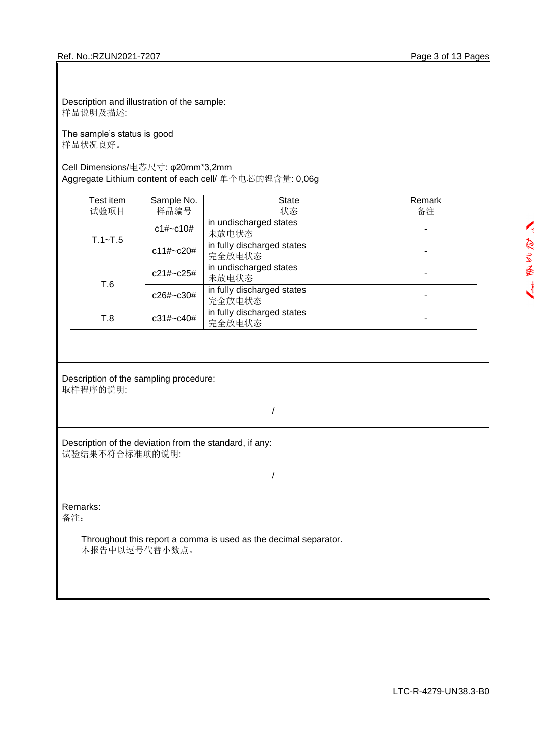Description and illustration of the sample:
样品说明及描述:

The sample's status is good
样品状况良好。

Cell Dimensions/电芯尺寸: φ20mm*3,2mm
Aggregate Lithium content of each cell/ 单个电芯的锂含量: 0,06g

| Test item 试验项目 | Sample No. 样品编号 | State 状态 | Remark 备注 |
|---|---|---|---|
| T.1~T.5 | c1#~c10# | in undischarged states 未放电状态 | - |
| | c11#~c20# | in fully discharged states 完全放电状态 | - |
| T.6 | c21#~c25# | in undischarged states 未放电状态 | - |
| | c26#~c30# | in fully discharged states 完全放电状态 | - |
| T.8 | c31#~c40# | in fully discharged states 完全放电状态 | - |

Description of the sampling procedure:
取样程序的说明:

/

Description of the deviation from the standard, if any:
试验结果不符合标准项的说明:

/

Remarks:
备注:

Throughout this report a comma is used as the decimal separator.
本报告中以逗号代替小数点。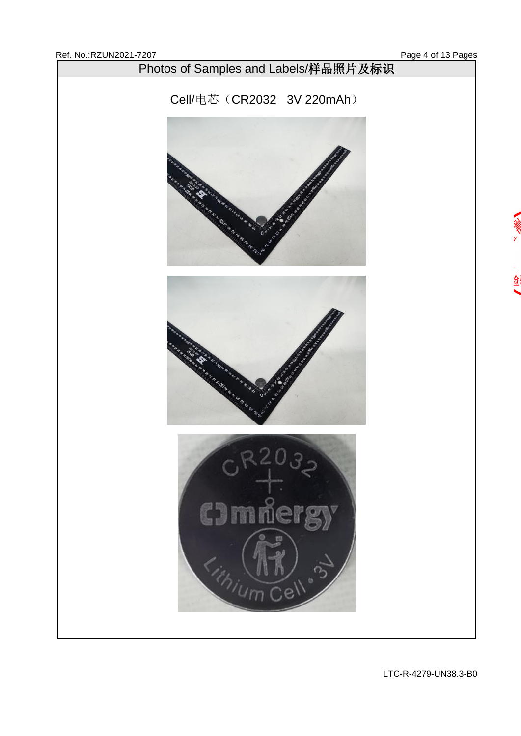# Photos of Samples and Labels/样品照片及标识

Cell/电芯（CR2032 3V 220mAh）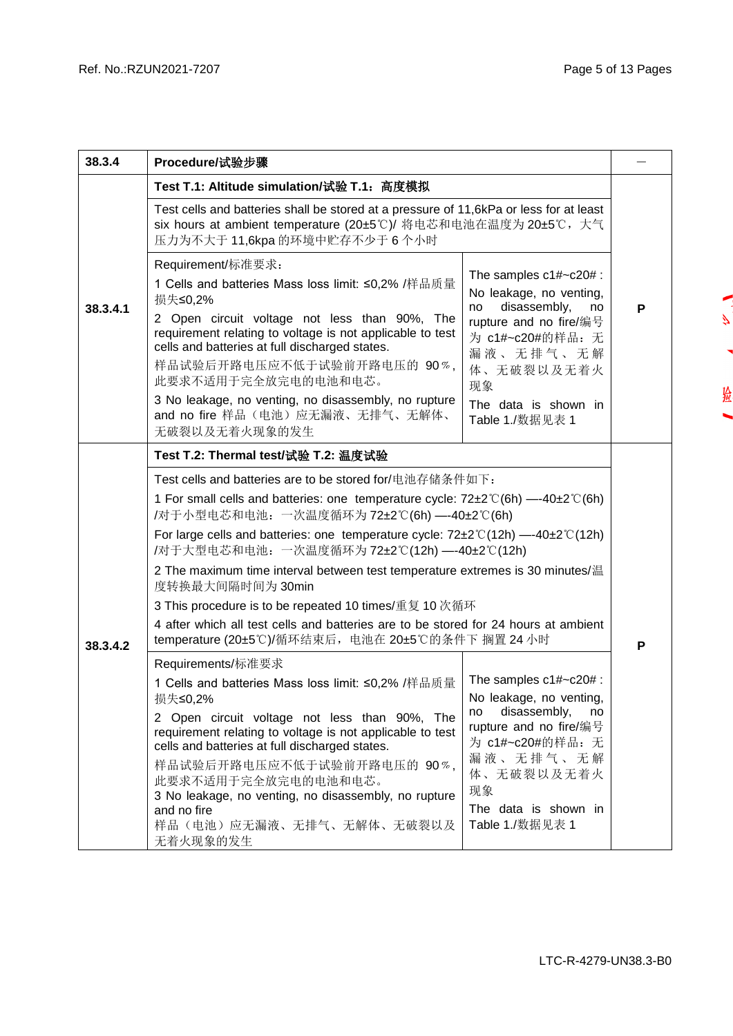| 38.3.4 | **Procedure/试验步骤** | | — |
|---|---|---|---|
| 38.3.4.1 | **Test T.1: Altitude simulation/试验 T.1：高度模拟** | | P |
| | Test cells and batteries shall be stored at a pressure of 11,6kPa or less for at least six hours at ambient temperature (20±5℃)/ 将电芯和电池在温度为 20±5℃，大气压力为不大于 11,6kpa 的环境中贮存不少于 6 个小时 | | |
| | Requirement/标准要求：<br>1 Cells and batteries Mass loss limit: ≤0,2% /样品质量损失≤0,2%<br>2 Open circuit voltage not less than 90%, The requirement relating to voltage is not applicable to test cells and batteries at full discharged states.<br>样品试验后开路电压应不低于试验前开路电压的 90％，此要求不适用于完全放完电的电池和电芯。<br>3 No leakage, no venting, no disassembly, no rupture and no fire 样品（电池）应无漏液、无排气、无解体、无破裂以及无着火现象的发生 | The samples c1#~c20# :<br>No leakage, no venting, no disassembly, no rupture and no fire/编号为 c1#~c20#的样品：无漏液、无排气、无解体、无破裂以及无着火现象<br>The data is shown in Table 1./数据见表 1 | |
| 38.3.4.2 | **Test T.2: Thermal test/试验 T.2: 温度试验** | | P |
| | Test cells and batteries are to be stored for/电池存储条件如下：<br>1 For small cells and batteries: one temperature cycle: 72±2℃(6h) —-40±2℃(6h) /对于小型电芯和电池：一次温度循环为 72±2℃(6h) —-40±2℃(6h)<br>For large cells and batteries: one temperature cycle: 72±2℃(12h) —-40±2℃(12h) /对于大型电芯和电池：一次温度循环为 72±2℃(12h) —-40±2℃(12h)<br>2 The maximum time interval between test temperature extremes is 30 minutes/温度转换最大间隔时间为 30min<br>3 This procedure is to be repeated 10 times/重复 10 次循环<br>4 after which all test cells and batteries are to be stored for 24 hours at ambient temperature (20±5℃)/循环结束后，电池在 20±5℃的条件下 搁置 24 小时 | | |
| | Requirements/标准要求<br>1 Cells and batteries Mass loss limit: ≤0,2% /样品质量损失≤0,2%<br>2 Open circuit voltage not less than 90%, The requirement relating to voltage is not applicable to test cells and batteries at full discharged states.<br>样品试验后开路电压应不低于试验前开路电压的 90％，此要求不适用于完全放完电的电池和电芯。<br>3 No leakage, no venting, no disassembly, no rupture and no fire<br>样品（电池）应无漏液、无排气、无解体、无破裂以及无着火现象的发生 | The samples c1#~c20# :<br>No leakage, no venting, no disassembly, no rupture and no fire/编号为 c1#~c20#的样品：无漏液、无排气、无解体、无破裂以及无着火现象<br>The data is shown in Table 1./数据见表 1 | |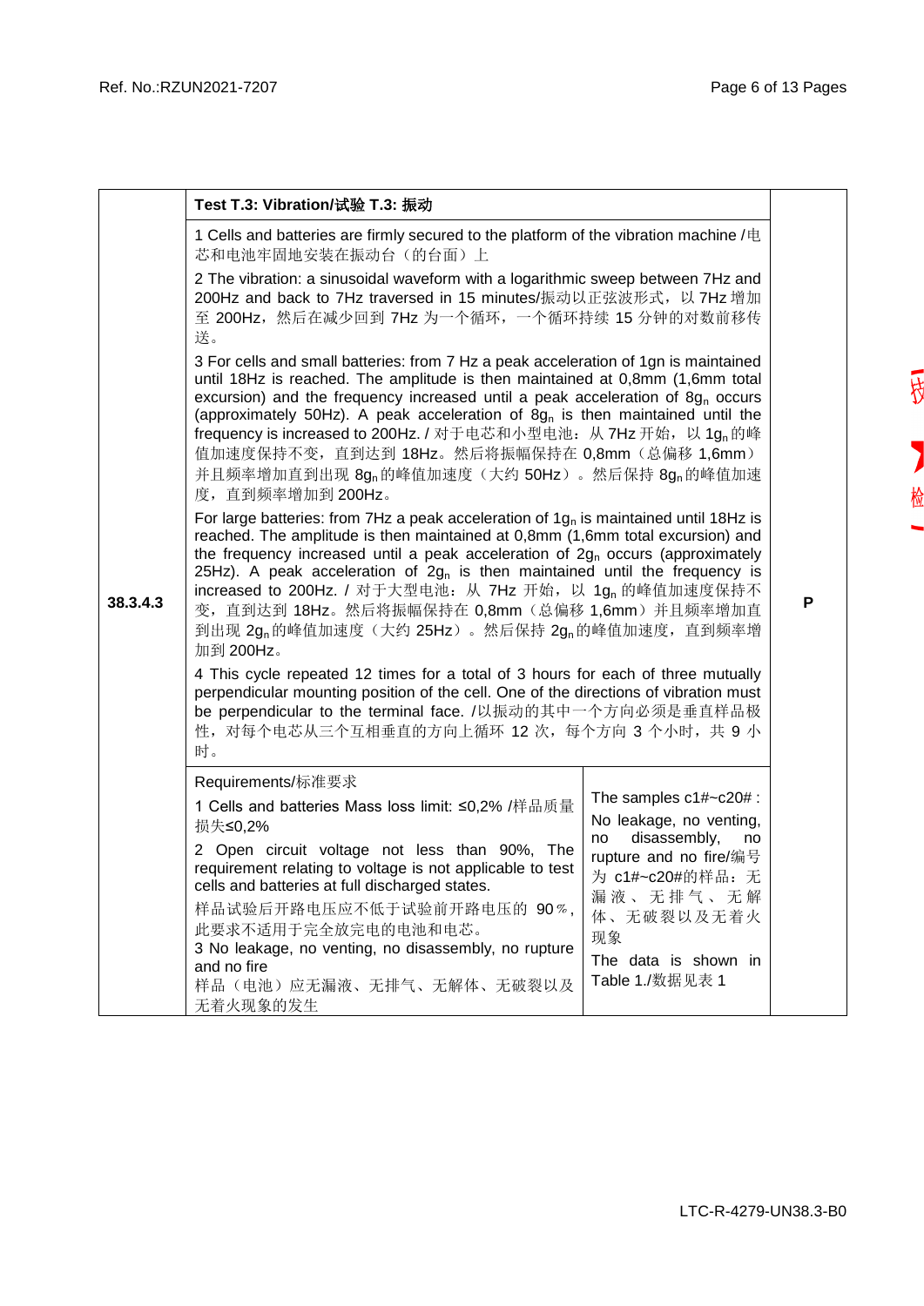| 38.3.4.3 | **Test T.3: Vibration/试验 T.3: 振动**<br><br>1 Cells and batteries are firmly secured to the platform of the vibration machine /电芯和电池牢固地安装在振动台（的台面）上<br><br>2 The vibration: a sinusoidal waveform with a logarithmic sweep between 7Hz and 200Hz and back to 7Hz traversed in 15 minutes/振动以正弦波形式，以 7Hz 增加至 200Hz，然后在减少回到 7Hz 为一个循环，一个循环持续 15 分钟的对数前移传送。<br><br>3 For cells and small batteries: from 7 Hz a peak acceleration of 1gn is maintained until 18Hz is reached. The amplitude is then maintained at 0,8mm (1,6mm total excursion) and the frequency increased until a peak acceleration of 8$g_n$ occurs (approximately 50Hz). A peak acceleration of 8$g_n$ is then maintained until the frequency is increased to 200Hz. / 对于电芯和小型电池：从 7Hz 开始，以 1$g_n$ 的峰值加速度保持不变，直到达到 18Hz。然后将振幅保持在 0,8mm（总偏移 1,6mm）并且频率增加直到出现 8$g_n$ 的峰值加速度（大约 50Hz）。然后保持 8$g_n$ 的峰值加速度，直到频率增加到 200Hz。<br><br>For large batteries: from 7Hz a peak acceleration of 1$g_n$ is maintained until 18Hz is reached. The amplitude is then maintained at 0,8mm (1,6mm total excursion) and the frequency increased until a peak acceleration of 2$g_n$ occurs (approximately 25Hz). A peak acceleration of 2$g_n$ is then maintained until the frequency is increased to 200Hz. / 对于大型电池：从 7Hz 开始，以 1$g_n$ 的峰值加速度保持不变，直到达到 18Hz。然后将振幅保持在 0,8mm（总偏移 1,6mm）并且频率增加直到出现 2$g_n$ 的峰值加速度（大约 25Hz）。然后保持 2$g_n$ 的峰值加速度，直到频率增加到 200Hz。<br><br>4 This cycle repeated 12 times for a total of 3 hours for each of three mutually perpendicular mounting position of the cell. One of the directions of vibration must be perpendicular to the terminal face. /以振动的其中一个方向必须是垂直样品极性，对每个电芯从三个互相垂直的方向上循环 12 次，每个方向 3 个小时，共 9 小时。 | | P |
|---|---|---|---|
| | Requirements/标准要求<br><br>1 Cells and batteries Mass loss limit: ≤0,2% /样品质量损失≤0,2%<br><br>2 Open circuit voltage not less than 90%, The requirement relating to voltage is not applicable to test cells and batteries at full discharged states.<br>样品试验后开路电压应不低于试验前开路电压的 90％，此要求不适用于完全放完电的电池和电芯。<br>3 No leakage, no venting, no disassembly, no rupture and no fire<br>样品（电池）应无漏液、无排气、无解体、无破裂以及无着火现象的发生 | The samples c1#~c20# :<br>No leakage, no venting, no disassembly, no rupture and no fire/编号为 c1#~c20#的样品：无漏液、无排气、无解体、无破裂以及无着火现象<br>The data is shown in Table 1./数据见表 1 | |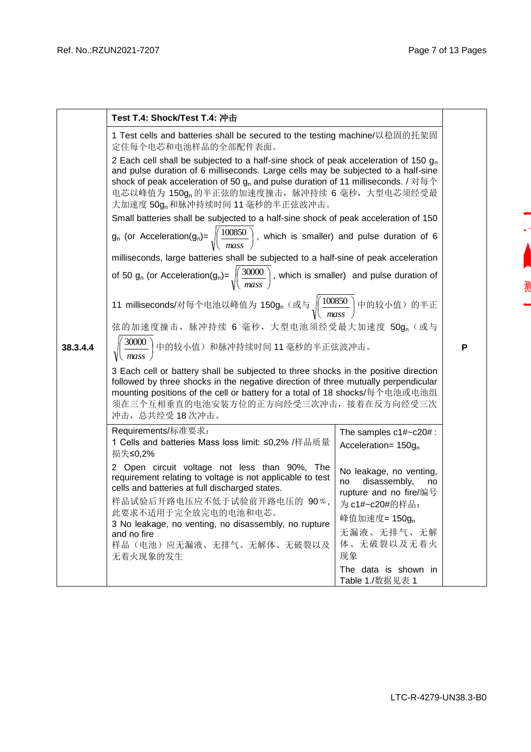| | | | |
|---|---|---|---|
| 38.3.4.4 | **Test T.4: Shock/Test T.4: 冲击**<br><br>1 Test cells and batteries shall be secured to the testing machine/以稳固的托架固定住每个电芯和电池样品的全部配件表面。<br><br>2 Each cell shall be subjected to a half-sine shock of peak acceleration of 150 $g_n$ and pulse duration of 6 milliseconds. Large cells may be subjected to a half-sine shock of peak acceleration of 50 $g_n$ and pulse duration of 11 milliseconds. / 对每个电芯以峰值为 150$g_n$ 的半正弦的加速度撞击，脉冲持续 6 毫秒，大型电芯须经受最大加速度 50$g_n$ 和脉冲持续时间 11 毫秒的半正弦波冲击。<br><br>Small batteries shall be subjected to a half-sine shock of peak acceleration of 150 $g_n$ (or Acceleration($g_n$)= $\sqrt{\left(\frac{100850}{mass}\right)}$, which is smaller) and pulse duration of 6 milliseconds, large batteries shall be subjected to a half-sine of peak acceleration of 50 $g_n$ (or Acceleration($g_n$)= $\sqrt{\left(\frac{30000}{mass}\right)}$, which is smaller) and pulse duration of 11 milliseconds/对每个电池以峰值为 150$g_n$（或与 $\sqrt{\left(\frac{100850}{mass}\right)}$ 中的较小值）的半正弦的加速度撞击，脉冲持续 6 毫秒，大型电池须经受最大加速度 50$g_n$（或与 $\sqrt{\left(\frac{30000}{mass}\right)}$ 中的较小值）和脉冲持续时间 11 毫秒的半正弦波冲击。<br><br>3 Each cell or battery shall be subjected to three shocks in the positive direction followed by three shocks in the negative direction of three mutually perpendicular mounting positions of the cell or battery for a total of 18 shocks/每个电池或电池组须在三个互相垂直的电池安装方位的正方向经受三次冲击，接着在反方向经受三次冲击，总共经受 18 次冲击。 | | P |
| | Requirements/标准要求：<br>1 Cells and batteries Mass loss limit: ≤0,2% /样品质量损失≤0,2%<br><br>2 Open circuit voltage not less than 90%, The requirement relating to voltage is not applicable to test cells and batteries at full discharged states.<br>样品试验后开路电压应不低于试验前开路电压的 90％，此要求不适用于完全放完电的电池和电芯。<br>3 No leakage, no venting, no disassembly, no rupture and no fire<br>样品（电池）应无漏液、无排气、无解体、无破裂以及无着火现象的发生 | The samples c1#~c20# :<br>Acceleration= 150$g_n$<br><br>No leakage, no venting, no disassembly, no rupture and no fire/编号为 c1#~c20#的样品：<br>峰值加速度= 150$g_n$<br>无漏液、无排气、无解体、无破裂以及无着火现象<br><br>The data is shown in Table 1./数据见表 1 | |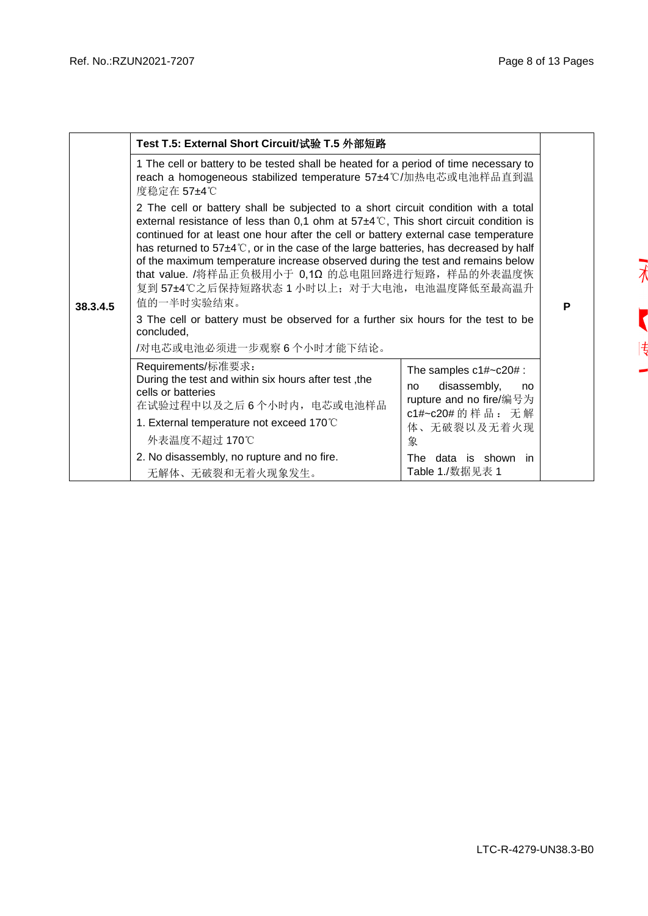| 38.3.4.5 | **Test T.5: External Short Circuit/试验 T.5 外部短路** | | P |
|---|---|---|---|
| | 1 The cell or battery to be tested shall be heated for a period of time necessary to reach a homogeneous stabilized temperature 57±4℃/加热电芯或电池样品直到温度稳定在 57±4℃<br>2 The cell or battery shall be subjected to a short circuit condition with a total external resistance of less than 0,1 ohm at 57±4℃, This short circuit condition is continued for at least one hour after the cell or battery external case temperature has returned to 57±4℃, or in the case of the large batteries, has decreased by half of the maximum temperature increase observed during the test and remains below that value. /将样品正负极用小于 0,1Ω 的总电阻回路进行短路，样品的外表温度恢复到 57±4℃之后保持短路状态 1 小时以上；对于大电池，电池温度降低至最高温升值的一半时实验结束。<br>3 The cell or battery must be observed for a further six hours for the test to be concluded,<br>/对电芯或电池必须进一步观察 6 个小时才能下结论。 | | |
| | Requirements/标准要求：<br>During the test and within six hours after test ,the cells or batteries<br>在试验过程中以及之后 6 个小时内，电芯或电池样品<br>1. External temperature not exceed 170℃<br>外表温度不超过 170℃<br>2. No disassembly, no rupture and no fire.<br>无解体、无破裂和无着火现象发生。 | The samples c1#~c20# :<br>no disassembly, no rupture and no fire/编号为 c1#~c20#的样品：无解体、无破裂以及无着火现象<br>The data is shown in Table 1./数据见表 1 | |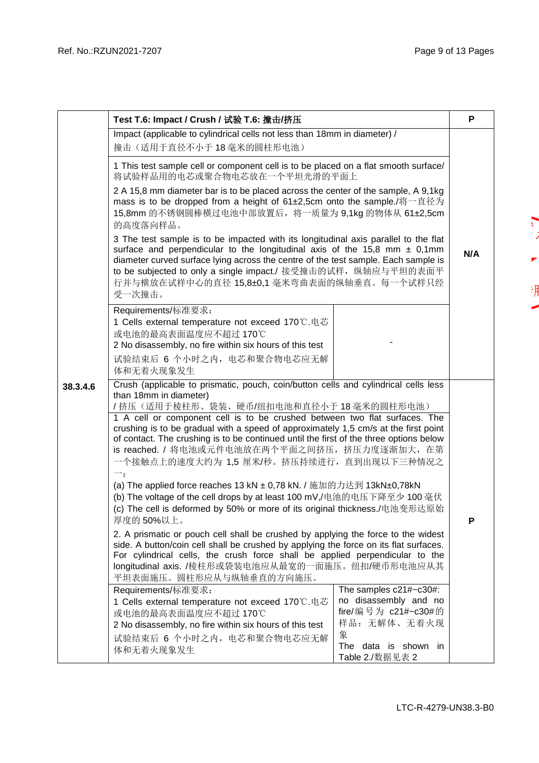| | | | |
|---|---|---|---|
| 38.3.4.6 | **Test T.6: Impact / Crush / 试验 T.6: 撞击/挤压** | | **P** |
| | Impact (applicable to cylindrical cells not less than 18mm in diameter) / 撞击（适用于直径不小于 18 毫米的圆柱形电池） | | N/A |
| | 1 This test sample cell or component cell is to be placed on a flat smooth surface/ 将试验样品用的电芯或聚合物电芯放在一个平坦光滑的平面上<br>2 A 15,8 mm diameter bar is to be placed across the center of the sample, A 9,1kg mass is to be dropped from a height of 61±2,5cm onto the sample./将一直径为 15,8mm 的不锈钢圆棒横过电池中部放置后，将一质量为 9,1kg 的物体从 61±2,5cm 的高度落向样品。<br>3 The test sample is to be impacted with its longitudinal axis parallel to the flat surface and perpendicular to the longitudinal axis of the 15,8 mm ± 0,1mm diameter curved surface lying across the centre of the test sample. Each sample is to be subjected to only a single impact./ 接受撞击的试样，纵轴应与平坦的表面平行并与横放在试样中心的直径 15,8±0,1 毫米弯曲表面的纵轴垂直。每一个试样只经受一次撞击。 | | |
| | Requirements/标准要求：<br>1 Cells external temperature not exceed 170℃.电芯或电池的最高表面温度应不超过 170℃<br>2 No disassembly, no fire within six hours of this test 试验结束后 6 个小时之内，电芯和聚合物电芯应无解体和无着火现象发生 | - | |
| | Crush (applicable to prismatic, pouch, coin/button cells and cylindrical cells less than 18mm in diameter)<br>/ 挤压（适用于棱柱形、袋装、硬币/纽扣电池和直径小于 18 毫米的圆柱形电池） | | P |
| | 1 A cell or component cell is to be crushed between two flat surfaces. The crushing is to be gradual with a speed of approximately 1,5 cm/s at the first point of contact. The crushing is to be continued until the first of the three options below is reached. / 将电池或元件电池放在两个平面之间挤压，挤压力度逐渐加大，在第一个接触点上的速度大约为 1,5 厘米/秒。挤压持续进行，直到出现以下三种情况之一：<br>(a) The applied force reaches 13 kN ± 0,78 kN. / 施加的力达到 13kN±0,78kN<br>(b) The voltage of the cell drops by at least 100 mV,/电池的电压下降至少 100 毫伏<br>(c) The cell is deformed by 50% or more of its original thickness./电池变形达原始厚度的 50%以上。<br>2. A prismatic or pouch cell shall be crushed by applying the force to the widest side. A button/coin cell shall be crushed by applying the force on its flat surfaces. For cylindrical cells, the crush force shall be applied perpendicular to the longitudinal axis. /棱柱形或袋装电池应从最宽的一面施压。纽扣/硬币形电池应从其平坦表面施压。圆柱形应从与纵轴垂直的方向施压。 | | |
| | Requirements/标准要求：<br>1 Cells external temperature not exceed 170℃.电芯或电池的最高表面温度应不超过 170℃<br>2 No disassembly, no fire within six hours of this test 试验结束后 6 个小时之内，电芯和聚合物电芯应无解体和无着火现象发生 | The samples c21#~c30#: no disassembly and no fire/编号为 c21#~c30#的样品：无解体、无着火现象<br>The data is shown in Table 2./数据见表 2 | |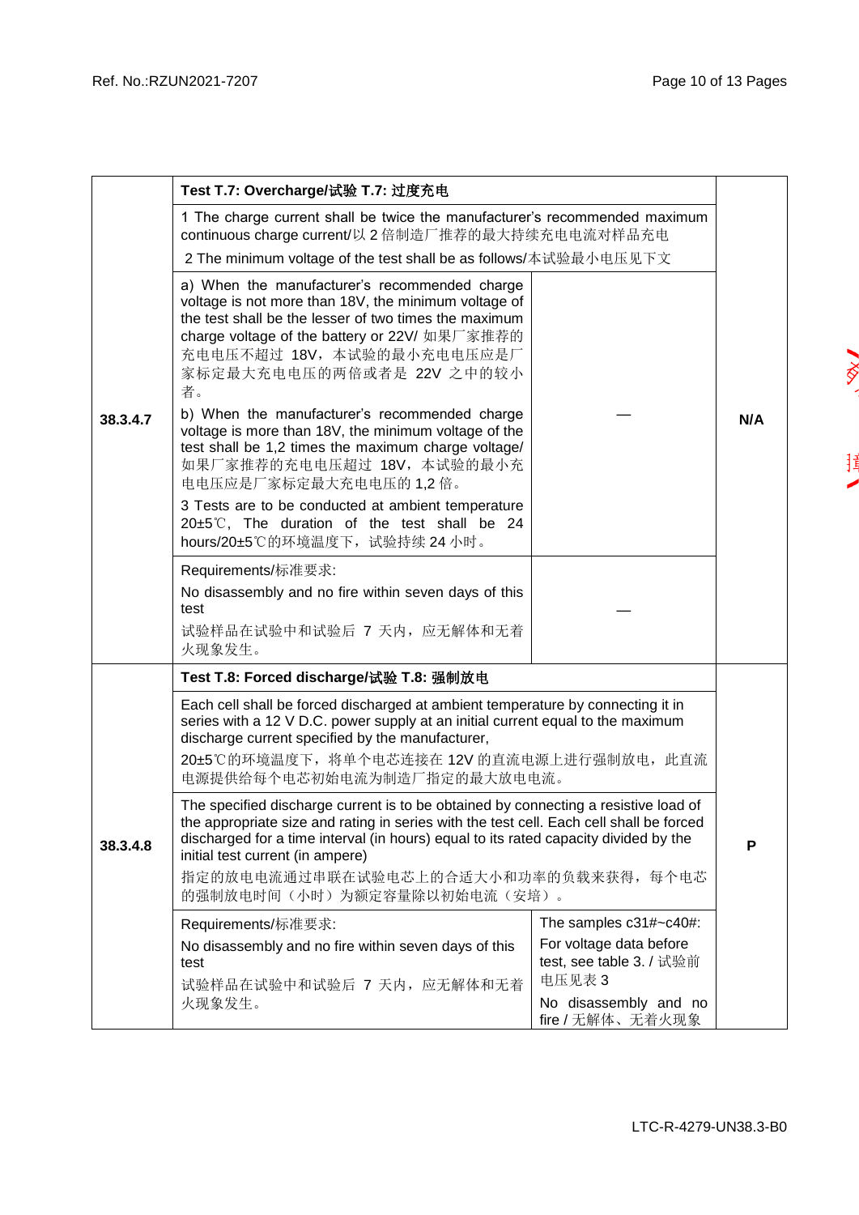| Clause | Requirement – Test | Result – Remark | Verdict |
|---|---|---|---|
| 38.3.4.7 | **Test T.7: Overcharge/试验 T.7: 过度充电** | | N/A |
| | 1 The charge current shall be twice the manufacturer's recommended maximum continuous charge current/以 2 倍制造厂推荐的最大持续充电电流对样品充电<br>2 The minimum voltage of the test shall be as follows/本试验最小电压见下文 | | |
| | a) When the manufacturer's recommended charge voltage is not more than 18V, the minimum voltage of the test shall be the lesser of two times the maximum charge voltage of the battery or 22V/ 如果厂家推荐的充电电压不超过 18V，本试验的最小充电电压应是厂家标定最大充电电压的两倍或者是 22V 之中的较小者。<br>b) When the manufacturer's recommended charge voltage is more than 18V, the minimum voltage of the test shall be 1,2 times the maximum charge voltage/ 如果厂家推荐的充电电压超过 18V，本试验的最小充电电压应是厂家标定最大充电电压的 1,2 倍。<br>3 Tests are to be conducted at ambient temperature 20±5℃, The duration of the test shall be 24 hours/20±5℃的环境温度下，试验持续 24 小时。 | — | |
| | Requirements/标准要求:<br>No disassembly and no fire within seven days of this test<br>试验样品在试验中和试验后 7 天内，应无解体和无着火现象发生。 | — | |
| 38.3.4.8 | **Test T.8: Forced discharge/试验 T.8: 强制放电** | | P |
| | Each cell shall be forced discharged at ambient temperature by connecting it in series with a 12 V D.C. power supply at an initial current equal to the maximum discharge current specified by the manufacturer,<br>20±5℃的环境温度下，将单个电芯连接在 12V 的直流电源上进行强制放电，此直流电源提供给每个电芯初始电流为制造厂指定的最大放电电流。 | | |
| | The specified discharge current is to be obtained by connecting a resistive load of the appropriate size and rating in series with the test cell. Each cell shall be forced discharged for a time interval (in hours) equal to its rated capacity divided by the initial test current (in ampere)<br>指定的放电电流通过串联在试验电芯上的合适大小和功率的负载来获得，每个电芯的强制放电时间（小时）为额定容量除以初始电流（安培）。 | | |
| | Requirements/标准要求:<br>No disassembly and no fire within seven days of this test<br>试验样品在试验中和试验后 7 天内，应无解体和无着火现象发生。 | The samples c31#~c40#:<br>For voltage data before test, see table 3. / 试验前电压见表 3<br>No disassembly and no fire / 无解体、无着火现象 | |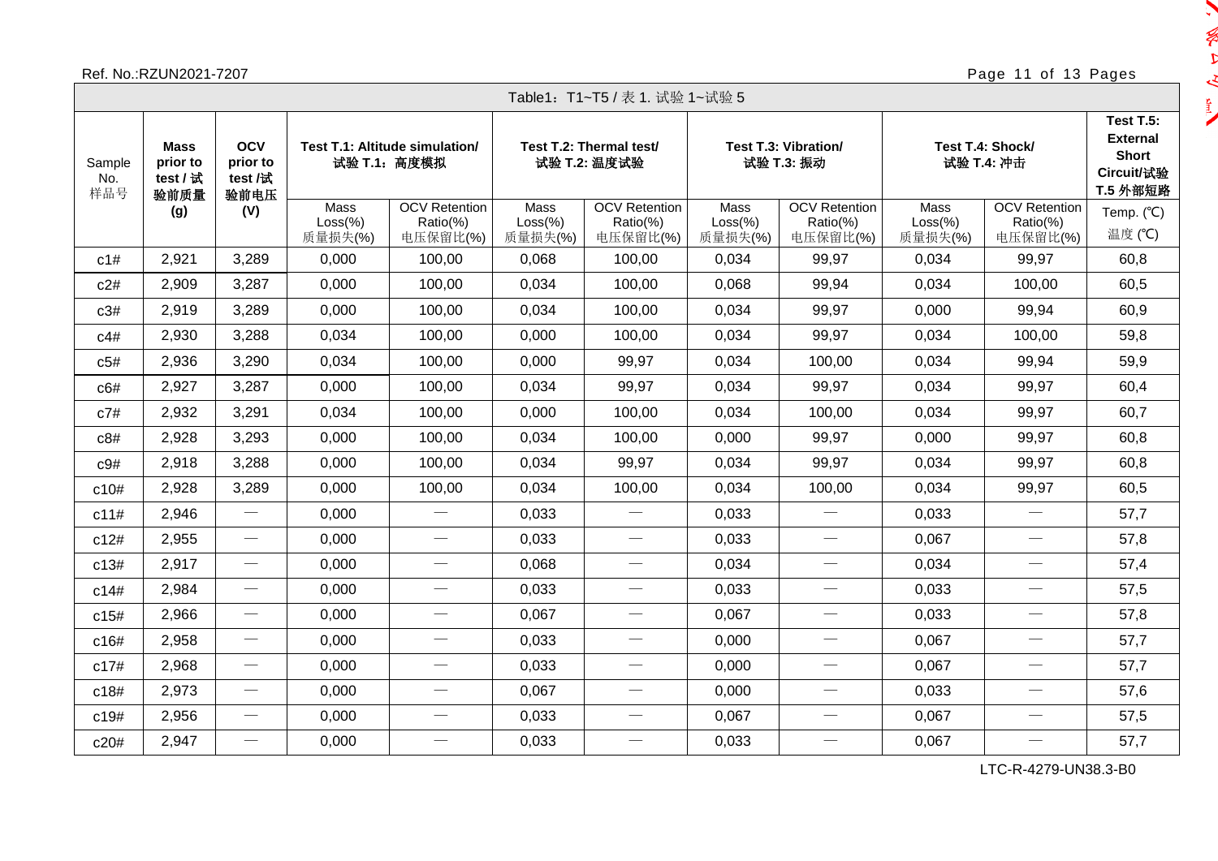Table1：T1~T5 / 表 1. 试验 1~试验 5

| Sample No. 样品号 | Mass prior to test / 试验前质量 (g) | OCV prior to test /试验前电压 (V) | Test T.1: Altitude simulation/ 试验 T.1：高度模拟 | | Test T.2: Thermal test/ 试验 T.2: 温度试验 | | Test T.3: Vibration/ 试验 T.3: 振动 | | Test T.4: Shock/ 试验 T.4: 冲击 | | Test T.5: External Short Circuit/试验 T.5 外部短路 |
|---|---|---|---|---|---|---|---|---|---|---|---|
| | | | Mass Loss(%) 质量损失(%) | OCV Retention Ratio(%) 电压保留比(%) | Mass Loss(%) 质量损失(%) | OCV Retention Ratio(%) 电压保留比(%) | Mass Loss(%) 质量损失(%) | OCV Retention Ratio(%) 电压保留比(%) | Mass Loss(%) 质量损失(%) | OCV Retention Ratio(%) 电压保留比(%) | Temp. (℃) 温度 (℃) |
| c1# | 2,921 | 3,289 | 0,000 | 100,00 | 0,068 | 100,00 | 0,034 | 99,97 | 0,034 | 99,97 | 60,8 |
| c2# | 2,909 | 3,287 | 0,000 | 100,00 | 0,034 | 100,00 | 0,068 | 99,94 | 0,034 | 100,00 | 60,5 |
| c3# | 2,919 | 3,289 | 0,000 | 100,00 | 0,034 | 100,00 | 0,034 | 99,97 | 0,000 | 99,94 | 60,9 |
| c4# | 2,930 | 3,288 | 0,034 | 100,00 | 0,000 | 100,00 | 0,034 | 99,97 | 0,034 | 100,00 | 59,8 |
| c5# | 2,936 | 3,290 | 0,034 | 100,00 | 0,000 | 99,97 | 0,034 | 100,00 | 0,034 | 99,94 | 59,9 |
| c6# | 2,927 | 3,287 | 0,000 | 100,00 | 0,034 | 99,97 | 0,034 | 99,97 | 0,034 | 99,97 | 60,4 |
| c7# | 2,932 | 3,291 | 0,034 | 100,00 | 0,000 | 100,00 | 0,034 | 100,00 | 0,034 | 99,97 | 60,7 |
| c8# | 2,928 | 3,293 | 0,000 | 100,00 | 0,034 | 100,00 | 0,000 | 99,97 | 0,000 | 99,97 | 60,8 |
| c9# | 2,918 | 3,288 | 0,000 | 100,00 | 0,034 | 99,97 | 0,034 | 99,97 | 0,034 | 99,97 | 60,8 |
| c10# | 2,928 | 3,289 | 0,000 | 100,00 | 0,034 | 100,00 | 0,034 | 100,00 | 0,034 | 99,97 | 60,5 |
| c11# | 2,946 | — | 0,000 | — | 0,033 | — | 0,033 | — | 0,033 | — | 57,7 |
| c12# | 2,955 | — | 0,000 | — | 0,033 | — | 0,033 | — | 0,067 | — | 57,8 |
| c13# | 2,917 | — | 0,000 | — | 0,068 | — | 0,034 | — | 0,034 | — | 57,4 |
| c14# | 2,984 | — | 0,000 | — | 0,033 | — | 0,033 | — | 0,033 | — | 57,5 |
| c15# | 2,966 | — | 0,000 | — | 0,067 | — | 0,067 | — | 0,033 | — | 57,8 |
| c16# | 2,958 | — | 0,000 | — | 0,033 | — | 0,000 | — | 0,067 | — | 57,7 |
| c17# | 2,968 | — | 0,000 | — | 0,033 | — | 0,000 | — | 0,067 | — | 57,7 |
| c18# | 2,973 | — | 0,000 | — | 0,067 | — | 0,000 | — | 0,033 | — | 57,6 |
| c19# | 2,956 | — | 0,000 | — | 0,033 | — | 0,067 | — | 0,067 | — | 57,5 |
| c20# | 2,947 | — | 0,000 | — | 0,033 | — | 0,033 | — | 0,067 | — | 57,7 |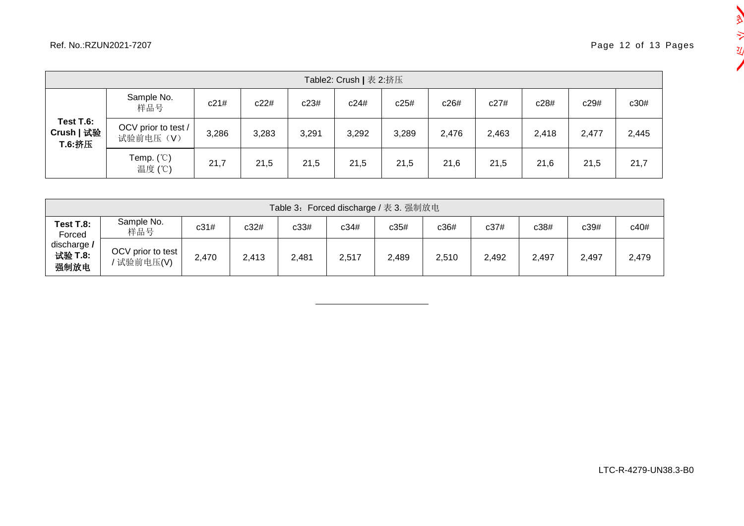| Table2: Crush \| 表 2:挤压 | | | | | | | | | | | |
|---|---|---|---|---|---|---|---|---|---|---|---|
| **Test T.6: Crush \| 试验 T.6:挤压** | Sample No. 样品号 | c21# | c22# | c23# | c24# | c25# | c26# | c27# | c28# | c29# | c30# |
| | OCV prior to test / 试验前电压（V） | 3,286 | 3,283 | 3,291 | 3,292 | 3,289 | 2,476 | 2,463 | 2,418 | 2,477 | 2,445 |
| | Temp. (℃) 温度 (℃) | 21,7 | 21,5 | 21,5 | 21,5 | 21,5 | 21,6 | 21,5 | 21,6 | 21,5 | 21,7 |

| Table 3：Forced discharge / 表 3. 强制放电 | | | | | | | | | | | |
|---|---|---|---|---|---|---|---|---|---|---|---|
| **Test T.8:** Forced discharge **/ 试验 T.8: 强制放电** | Sample No. 样品号 | c31# | c32# | c33# | c34# | c35# | c36# | c37# | c38# | c39# | c40# |
| | OCV prior to test / 试验前电压(V) | 2,470 | 2,413 | 2,481 | 2,517 | 2,489 | 2,510 | 2,492 | 2,497 | 2,497 | 2,479 |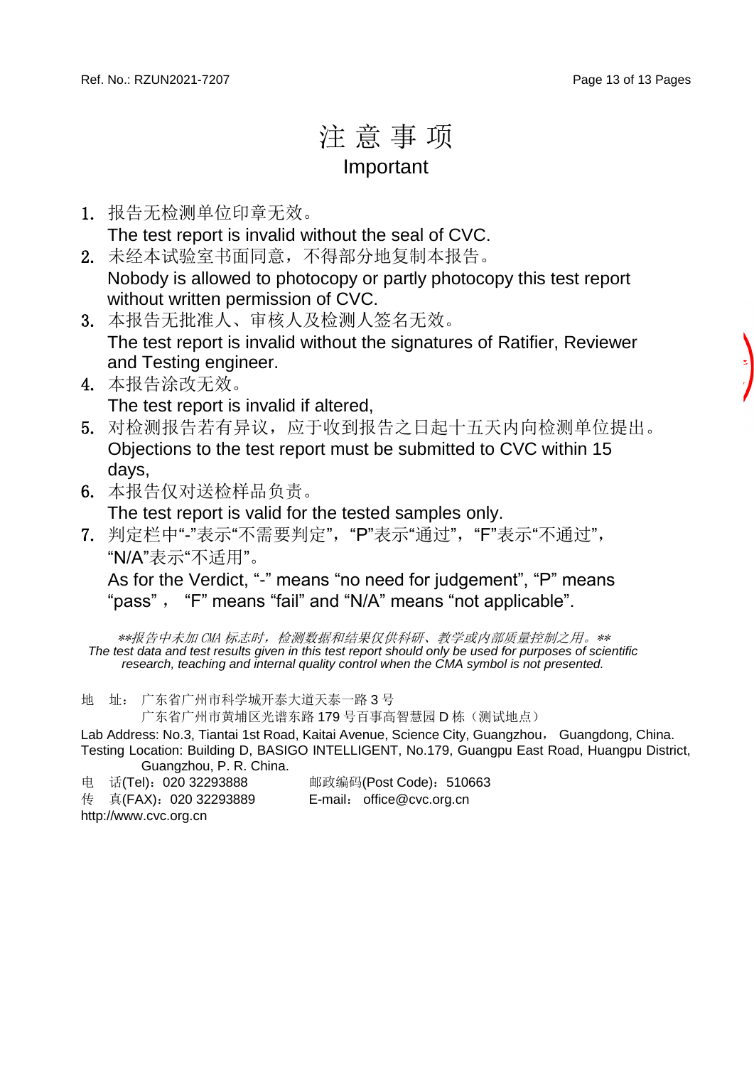# 注 意 事 项

## Important

1. 报告无检测单位印章无效。
   The test report is invalid without the seal of CVC.
2. 未经本试验室书面同意，不得部分地复制本报告。
   Nobody is allowed to photocopy or partly photocopy this test report without written permission of CVC.
3. 本报告无批准人、审核人及检测人签名无效。
   The test report is invalid without the signatures of Ratifier, Reviewer and Testing engineer.
4. 本报告涂改无效。
   The test report is invalid if altered,
5. 对检测报告若有异议，应于收到报告之日起十五天内向检测单位提出。
   Objections to the test report must be submitted to CVC within 15 days,
6. 本报告仅对送检样品负责。
   The test report is valid for the tested samples only.
7. 判定栏中"-"表示"不需要判定"，"P"表示"通过"，"F"表示"不通过"，"N/A"表示"不适用"。
   As for the Verdict, "-" means "no need for judgement", "P" means "pass"， "F" means "fail" and "N/A" means "not applicable".

*\*\*报告中未加 CMA 标志时，检测数据和结果仅供科研、教学或内部质量控制之用。\*\**
*The test data and test results given in this test report should only be used for purposes of scientific research, teaching and internal quality control when the CMA symbol is not presented.*

地　址： 广东省广州市科学城开泰大道天泰一路 3 号
　　　　广东省广州市黄埔区光谱东路 179 号百事高智慧园 D 栋（测试地点）

Lab Address: No.3, Tiantai 1st Road, Kaitai Avenue, Science City, Guangzhou， Guangdong, China.
Testing Location: Building D, BASIGO INTELLIGENT, No.179, Guangpu East Road, Huangpu District, Guangzhou, P. R. China.

电　话(Tel)：020 32293888　　　　邮政编码(Post Code)：510663
传　真(FAX)：020 32293889　　　　E-mail： office@cvc.org.cn
http://www.cvc.org.cn